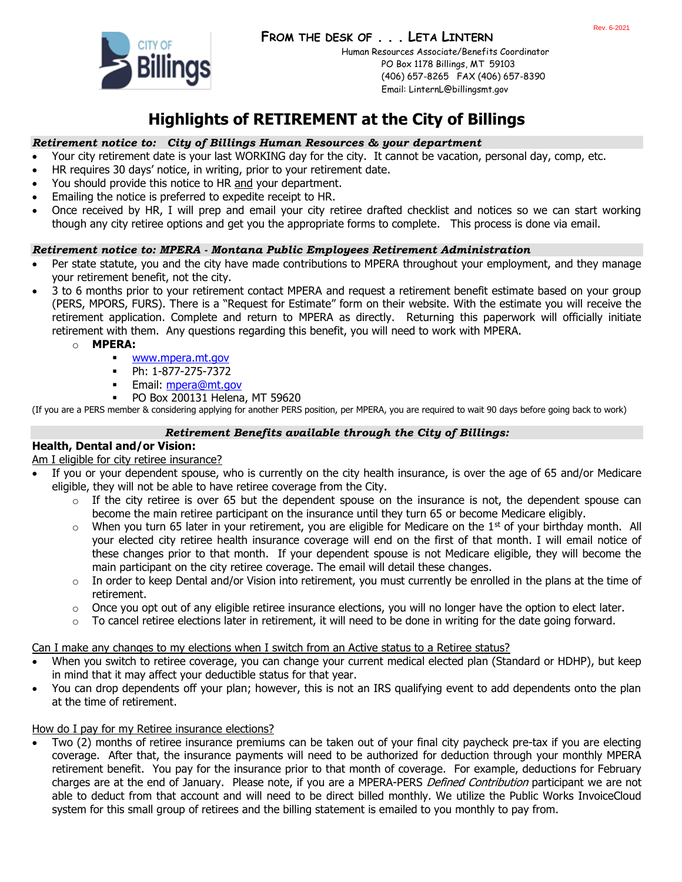Rev. 6-2021

**FROM THE DESK OF . . . LETA LINTERN**
Human Resources Associate/Benefits Coordinator
PO Box 1178 Billings, MT 59103
(406) 657-8265 FAX (406) 657-8390
Email: LinternL@billingsmt.gov

# Highlights of RETIREMENT at the City of Billings

***Retirement notice to: City of Billings Human Resources & your department***

- Your city retirement date is your last WORKING day for the city. It cannot be vacation, personal day, comp, etc.
- HR requires 30 days' notice, in writing, prior to your retirement date.
- You should provide this notice to HR and your department.
- Emailing the notice is preferred to expedite receipt to HR.
- Once received by HR, I will prep and email your city retiree drafted checklist and notices so we can start working though any city retiree options and get you the appropriate forms to complete. This process is done via email.

***Retirement notice to: MPERA - Montana Public Employees Retirement Administration***

- Per state statute, you and the city have made contributions to MPERA throughout your employment, and they manage your retirement benefit, not the city.
- 3 to 6 months prior to your retirement contact MPERA and request a retirement benefit estimate based on your group (PERS, MPORS, FURS). There is a "Request for Estimate" form on their website. With the estimate you will receive the retirement application. Complete and return to MPERA as directly. Returning this paperwork will officially initiate retirement with them. Any questions regarding this benefit, you will need to work with MPERA.
  - **MPERA:**
    - www.mpera.mt.gov
    - Ph: 1-877-275-7372
    - Email: mpera@mt.gov
    - PO Box 200131 Helena, MT 59620

(If you are a PERS member & considering applying for another PERS position, per MPERA, you are required to wait 90 days before going back to work)

***Retirement Benefits available through the City of Billings:***

**Health, Dental and/or Vision:**

Am I eligible for city retiree insurance?

- If you or your dependent spouse, who is currently on the city health insurance, is over the age of 65 and/or Medicare eligible, they will not be able to have retiree coverage from the City.
  - If the city retiree is over 65 but the dependent spouse on the insurance is not, the dependent spouse can become the main retiree participant on the insurance until they turn 65 or become Medicare eligibly.
  - When you turn 65 later in your retirement, you are eligible for Medicare on the 1st of your birthday month. All your elected city retiree health insurance coverage will end on the first of that month. I will email notice of these changes prior to that month. If your dependent spouse is not Medicare eligible, they will become the main participant on the city retiree coverage. The email will detail these changes.
  - In order to keep Dental and/or Vision into retirement, you must currently be enrolled in the plans at the time of retirement.
  - Once you opt out of any eligible retiree insurance elections, you will no longer have the option to elect later.
  - To cancel retiree elections later in retirement, it will need to be done in writing for the date going forward.

Can I make any changes to my elections when I switch from an Active status to a Retiree status?

- When you switch to retiree coverage, you can change your current medical elected plan (Standard or HDHP), but keep in mind that it may affect your deductible status for that year.
- You can drop dependents off your plan; however, this is not an IRS qualifying event to add dependents onto the plan at the time of retirement.

How do I pay for my Retiree insurance elections?

- Two (2) months of retiree insurance premiums can be taken out of your final city paycheck pre-tax if you are electing coverage. After that, the insurance payments will need to be authorized for deduction through your monthly MPERA retirement benefit. You pay for the insurance prior to that month of coverage. For example, deductions for February charges are at the end of January. Please note, if you are a MPERA-PERS *Defined Contribution* participant we are not able to deduct from that account and will need to be direct billed monthly. We utilize the Public Works InvoiceCloud system for this small group of retirees and the billing statement is emailed to you monthly to pay from.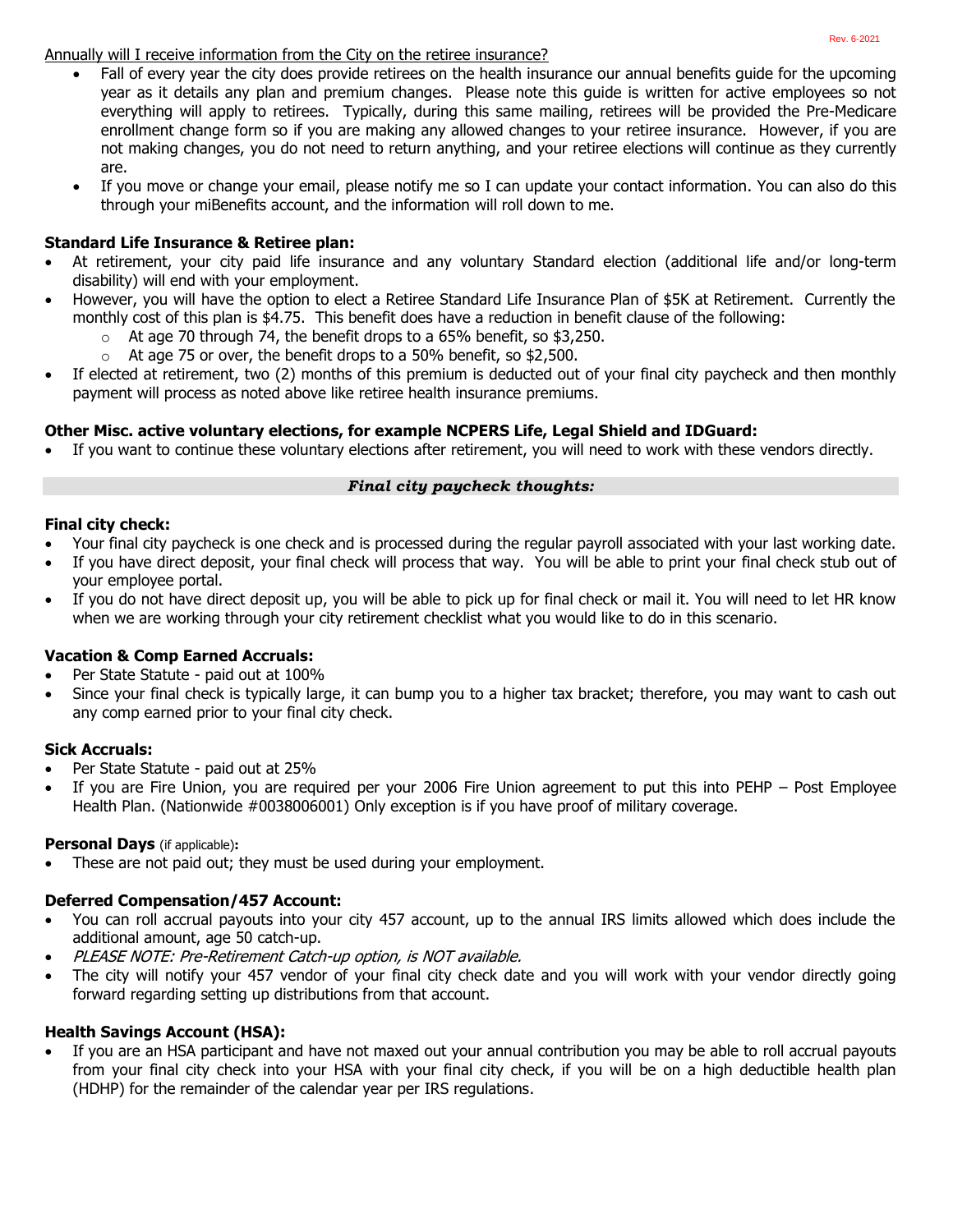Annually will I receive information from the City on the retiree insurance?

- Fall of every year the city does provide retirees on the health insurance our annual benefits guide for the upcoming year as it details any plan and premium changes. Please note this guide is written for active employees so not everything will apply to retirees. Typically, during this same mailing, retirees will be provided the Pre-Medicare enrollment change form so if you are making any allowed changes to your retiree insurance. However, if you are not making changes, you do not need to return anything, and your retiree elections will continue as they currently are.
- If you move or change your email, please notify me so I can update your contact information. You can also do this through your miBenefits account, and the information will roll down to me.

**Standard Life Insurance & Retiree plan:**

- At retirement, your city paid life insurance and any voluntary Standard election (additional life and/or long-term disability) will end with your employment.
- However, you will have the option to elect a Retiree Standard Life Insurance Plan of $5K at Retirement. Currently the monthly cost of this plan is $4.75. This benefit does have a reduction in benefit clause of the following:
  - At age 70 through 74, the benefit drops to a 65% benefit, so $3,250.
  - At age 75 or over, the benefit drops to a 50% benefit, so $2,500.
- If elected at retirement, two (2) months of this premium is deducted out of your final city paycheck and then monthly payment will process as noted above like retiree health insurance premiums.

**Other Misc. active voluntary elections, for example NCPERS Life, Legal Shield and IDGuard:**

- If you want to continue these voluntary elections after retirement, you will need to work with these vendors directly.

***Final city paycheck thoughts:***

**Final city check:**

- Your final city paycheck is one check and is processed during the regular payroll associated with your last working date.
- If you have direct deposit, your final check will process that way. You will be able to print your final check stub out of your employee portal.
- If you do not have direct deposit up, you will be able to pick up for final check or mail it. You will need to let HR know when we are working through your city retirement checklist what you would like to do in this scenario.

**Vacation & Comp Earned Accruals:**

- Per State Statute - paid out at 100%
- Since your final check is typically large, it can bump you to a higher tax bracket; therefore, you may want to cash out any comp earned prior to your final city check.

**Sick Accruals:**

- Per State Statute - paid out at 25%
- If you are Fire Union, you are required per your 2006 Fire Union agreement to put this into PEHP – Post Employee Health Plan. (Nationwide #0038006001) Only exception is if you have proof of military coverage.

**Personal Days** (if applicable)**:**

- These are not paid out; they must be used during your employment.

**Deferred Compensation/457 Account:**

- You can roll accrual payouts into your city 457 account, up to the annual IRS limits allowed which does include the additional amount, age 50 catch-up.
- *PLEASE NOTE: Pre-Retirement Catch-up option, is NOT available.*
- The city will notify your 457 vendor of your final city check date and you will work with your vendor directly going forward regarding setting up distributions from that account.

**Health Savings Account (HSA):**

- If you are an HSA participant and have not maxed out your annual contribution you may be able to roll accrual payouts from your final city check into your HSA with your final city check, if you will be on a high deductible health plan (HDHP) for the remainder of the calendar year per IRS regulations.